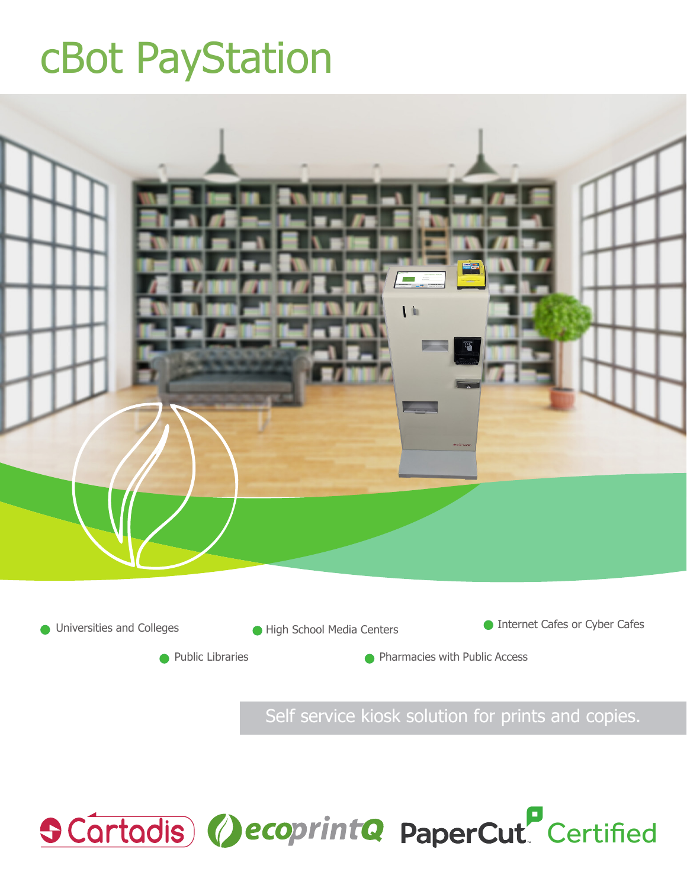# cBot PayStation

- Universities and Colleges
- High School Media Centers
- Internet Cafes or Cyber Cafes
- Public Libraries
- Pharmacies with Public Access

Self service kiosk solution for prints and copies.

Cartadis ecoprintQ PaperCut Certified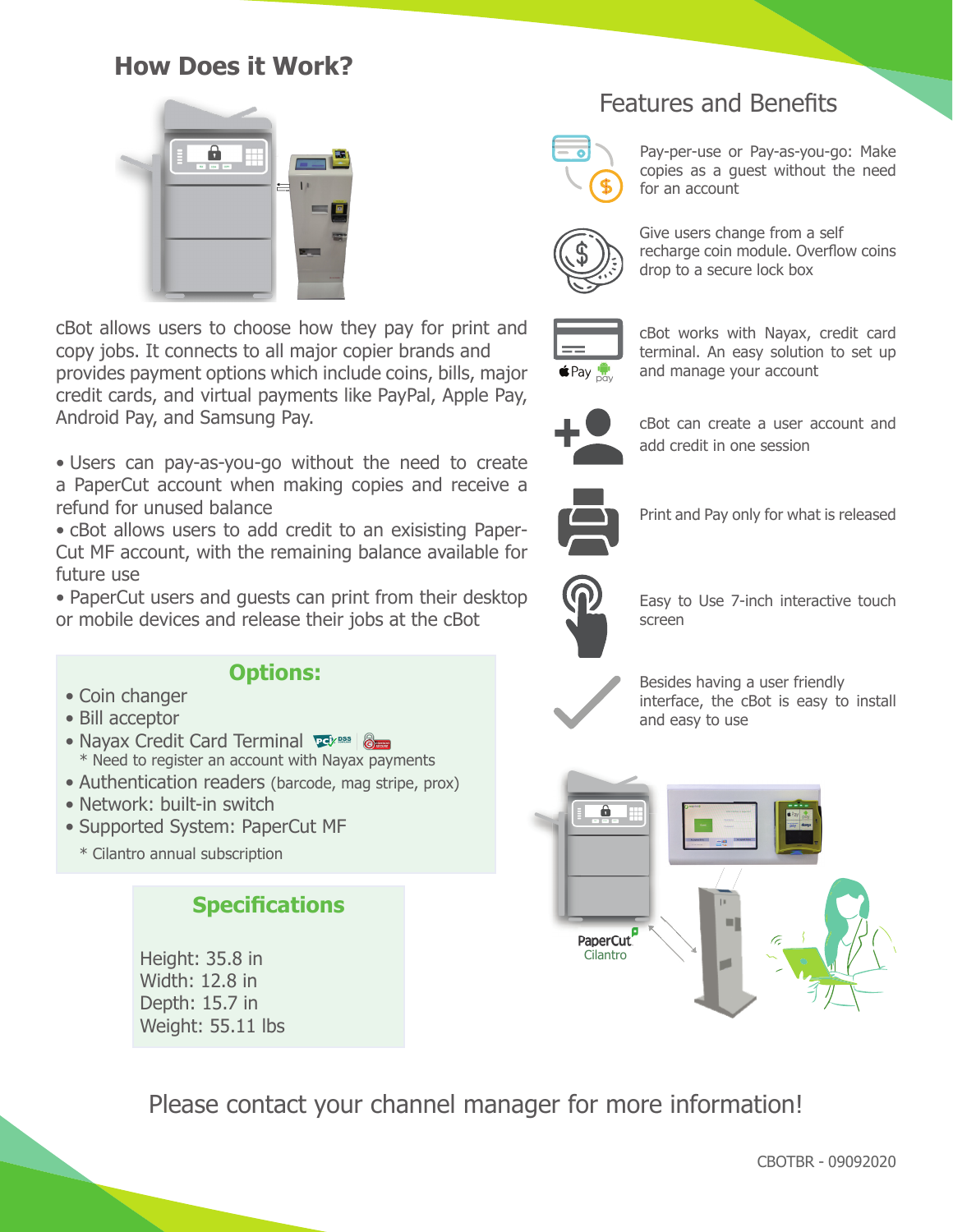## How Does it Work?

cBot allows users to choose how they pay for print and copy jobs. It connects to all major copier brands and provides payment options which include coins, bills, major credit cards, and virtual payments like PayPal, Apple Pay, Android Pay, and Samsung Pay.

- Users can pay-as-you-go without the need to create a PaperCut account when making copies and receive a refund for unused balance
- cBot allows users to add credit to an exisisting Paper-Cut MF account, with the remaining balance available for future use
- PaperCut users and guests can print from their desktop or mobile devices and release their jobs at the cBot

### Options:

- Coin changer
- Bill acceptor
- Nayax Credit Card Terminal
  * Need to register an account with Nayax payments
- Authentication readers (barcode, mag stripe, prox)
- Network: built-in switch
- Supported System: PaperCut MF
  * Cilantro annual subscription

### Specifications

Height: 35.8 in
Width: 12.8 in
Depth: 15.7 in
Weight: 55.11 lbs

## Features and Benefits

Pay-per-use or Pay-as-you-go: Make copies as a guest without the need for an account

Give users change from a self recharge coin module. Overflow coins drop to a secure lock box

cBot works with Nayax, credit card terminal. An easy solution to set up and manage your account

cBot can create a user account and add credit in one session

Print and Pay only for what is released

Easy to Use 7-inch interactive touch screen

Besides having a user friendly interface, the cBot is easy to install and easy to use

PaperCut Cilantro

Please contact your channel manager for more information!

CBOTBR - 09092020